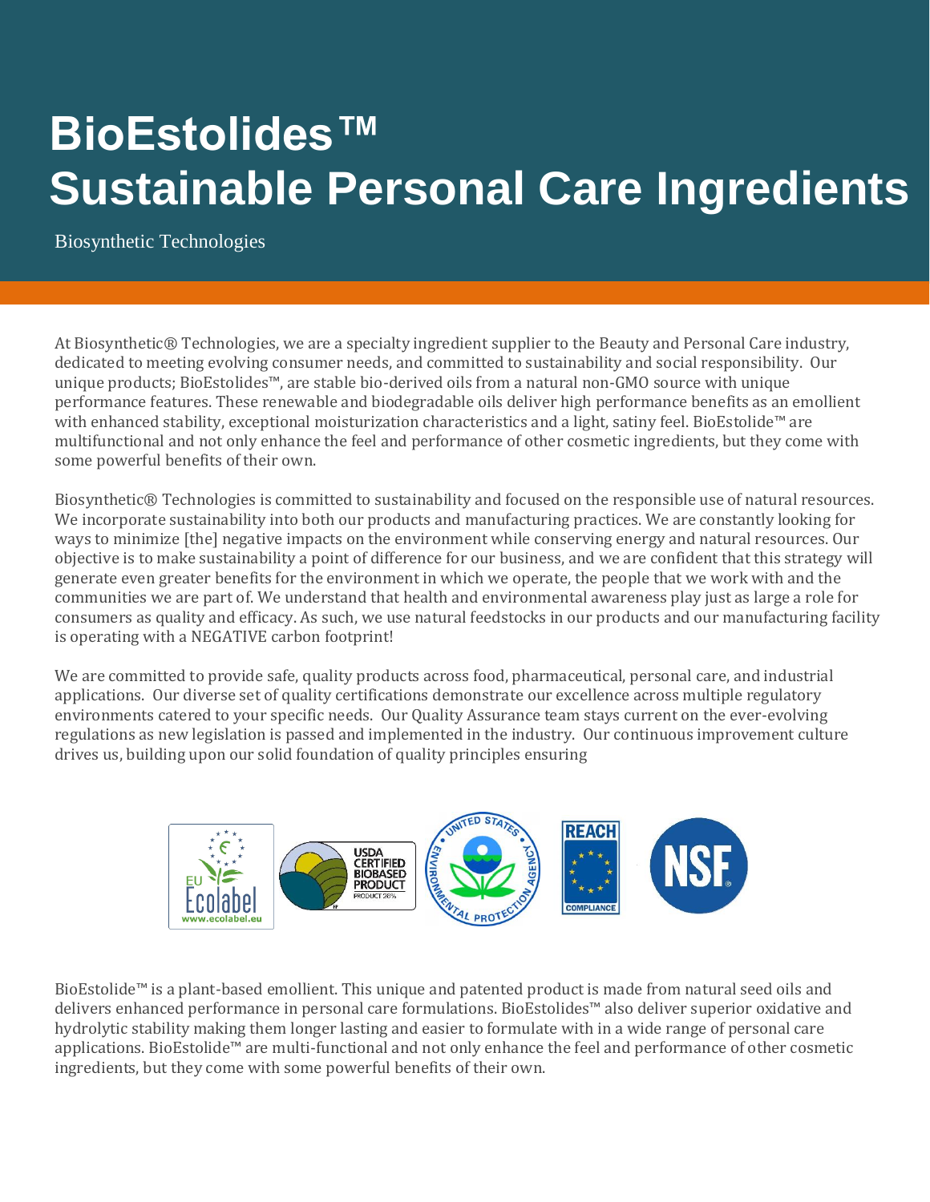# BioEstolides™
# Sustainable Personal Care Ingredients

Biosynthetic Technologies

At Biosynthetic® Technologies, we are a specialty ingredient supplier to the Beauty and Personal Care industry, dedicated to meeting evolving consumer needs, and committed to sustainability and social responsibility. Our unique products; BioEstolides™, are stable bio-derived oils from a natural non-GMO source with unique performance features. These renewable and biodegradable oils deliver high performance benefits as an emollient with enhanced stability, exceptional moisturization characteristics and a light, satiny feel. BioEstolide™ are multifunctional and not only enhance the feel and performance of other cosmetic ingredients, but they come with some powerful benefits of their own.

Biosynthetic® Technologies is committed to sustainability and focused on the responsible use of natural resources. We incorporate sustainability into both our products and manufacturing practices. We are constantly looking for ways to minimize [the] negative impacts on the environment while conserving energy and natural resources. Our objective is to make sustainability a point of difference for our business, and we are confident that this strategy will generate even greater benefits for the environment in which we operate, the people that we work with and the communities we are part of. We understand that health and environmental awareness play just as large a role for consumers as quality and efficacy. As such, we use natural feedstocks in our products and our manufacturing facility is operating with a NEGATIVE carbon footprint!

We are committed to provide safe, quality products across food, pharmaceutical, personal care, and industrial applications. Our diverse set of quality certifications demonstrate our excellence across multiple regulatory environments catered to your specific needs. Our Quality Assurance team stays current on the ever-evolving regulations as new legislation is passed and implemented in the industry. Our continuous improvement culture drives us, building upon our solid foundation of quality principles ensuring

BioEstolide™ is a plant-based emollient. This unique and patented product is made from natural seed oils and delivers enhanced performance in personal care formulations. BioEstolides™ also deliver superior oxidative and hydrolytic stability making them longer lasting and easier to formulate with in a wide range of personal care applications. BioEstolide™ are multi-functional and not only enhance the feel and performance of other cosmetic ingredients, but they come with some powerful benefits of their own.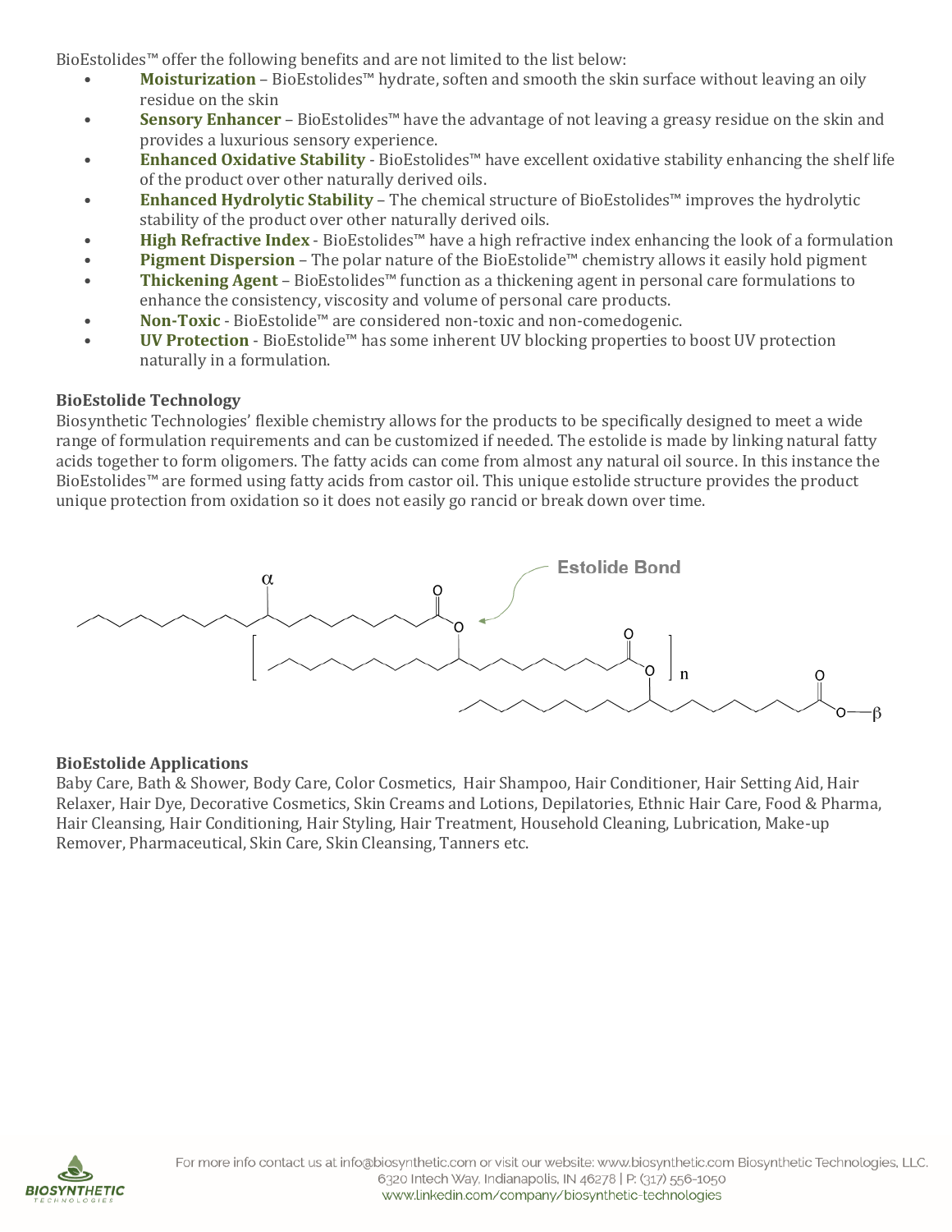BioEstolides™ offer the following benefits and are not limited to the list below:

- **Moisturization** – BioEstolides™ hydrate, soften and smooth the skin surface without leaving an oily residue on the skin
- **Sensory Enhancer** – BioEstolides™ have the advantage of not leaving a greasy residue on the skin and provides a luxurious sensory experience.
- **Enhanced Oxidative Stability** - BioEstolides™ have excellent oxidative stability enhancing the shelf life of the product over other naturally derived oils.
- **Enhanced Hydrolytic Stability** – The chemical structure of BioEstolides™ improves the hydrolytic stability of the product over other naturally derived oils.
- **High Refractive Index** - BioEstolides™ have a high refractive index enhancing the look of a formulation
- **Pigment Dispersion** – The polar nature of the BioEstolide™ chemistry allows it easily hold pigment
- **Thickening Agent** – BioEstolides™ function as a thickening agent in personal care formulations to enhance the consistency, viscosity and volume of personal care products.
- **Non-Toxic** - BioEstolide™ are considered non-toxic and non-comedogenic.
- **UV Protection** - BioEstolide™ has some inherent UV blocking properties to boost UV protection naturally in a formulation.

**BioEstolide Technology**

Biosynthetic Technologies' flexible chemistry allows for the products to be specifically designed to meet a wide range of formulation requirements and can be customized if needed. The estolide is made by linking natural fatty acids together to form oligomers. The fatty acids can come from almost any natural oil source. In this instance the BioEstolides™ are formed using fatty acids from castor oil. This unique estolide structure provides the product unique protection from oxidation so it does not easily go rancid or break down over time.

Estolide Bond

α

O

O

O

O

n

O

O

β

**BioEstolide Applications**

Baby Care, Bath & Shower, Body Care, Color Cosmetics, Hair Shampoo, Hair Conditioner, Hair Setting Aid, Hair Relaxer, Hair Dye, Decorative Cosmetics, Skin Creams and Lotions, Depilatories, Ethnic Hair Care, Food & Pharma, Hair Cleansing, Hair Conditioning, Hair Styling, Hair Treatment, Household Cleaning, Lubrication, Make-up Remover, Pharmaceutical, Skin Care, Skin Cleansing, Tanners etc.

For more info contact us at info@biosynthetic.com or visit our website: www.biosynthetic.com Biosynthetic Technologies, LLC. 6320 Intech Way, Indianapolis, IN 46278 | P: (317) 556-1050
www.linkedin.com/company/biosynthetic-technologies